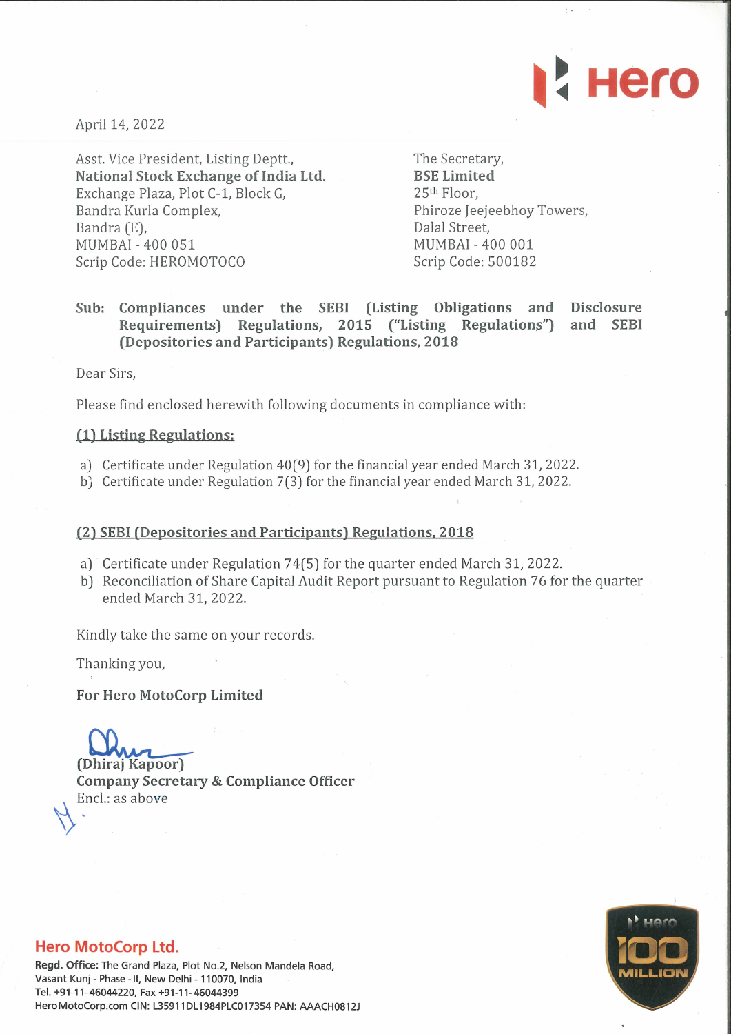April 14, 2022

Asst. Vice President, Listing Deptt.,
**National Stock Exchange of India Ltd.**
Exchange Plaza, Plot C-1, Block G,
Bandra Kurla Complex,
Bandra (E),
MUMBAI - 400 051
Scrip Code: HEROMOTOCO

The Secretary,
**BSE Limited**
25th Floor,
Phiroze Jeejeebhoy Towers,
Dalal Street,
MUMBAI - 400 001
Scrip Code: 500182

**Sub: Compliances under the SEBI (Listing Obligations and Disclosure Requirements) Regulations, 2015 ("Listing Regulations") and SEBI (Depositories and Participants) Regulations, 2018**

Dear Sirs,

Please find enclosed herewith following documents in compliance with:

**(1) Listing Regulations:**

a) Certificate under Regulation 40(9) for the financial year ended March 31, 2022.
b) Certificate under Regulation 7(3) for the financial year ended March 31, 2022.

**(2) SEBI (Depositories and Participants) Regulations, 2018**

a) Certificate under Regulation 74(5) for the quarter ended March 31, 2022.
b) Reconciliation of Share Capital Audit Report pursuant to Regulation 76 for the quarter ended March 31, 2022.

Kindly take the same on your records.

Thanking you,

**For Hero MotoCorp Limited**

**(Dhiraj Kapoor)**
**Company Secretary & Compliance Officer**
Encl.: as above

**Hero MotoCorp Ltd.**
**Regd. Office:** The Grand Plaza, Plot No.2, Nelson Mandela Road, Vasant Kunj - Phase - II, New Delhi - 110070, India
Tel. +91-11-46044220, Fax +91-11-46044399
HeroMotoCorp.com CIN: L35911DL1984PLC017354 PAN: AAACH0812J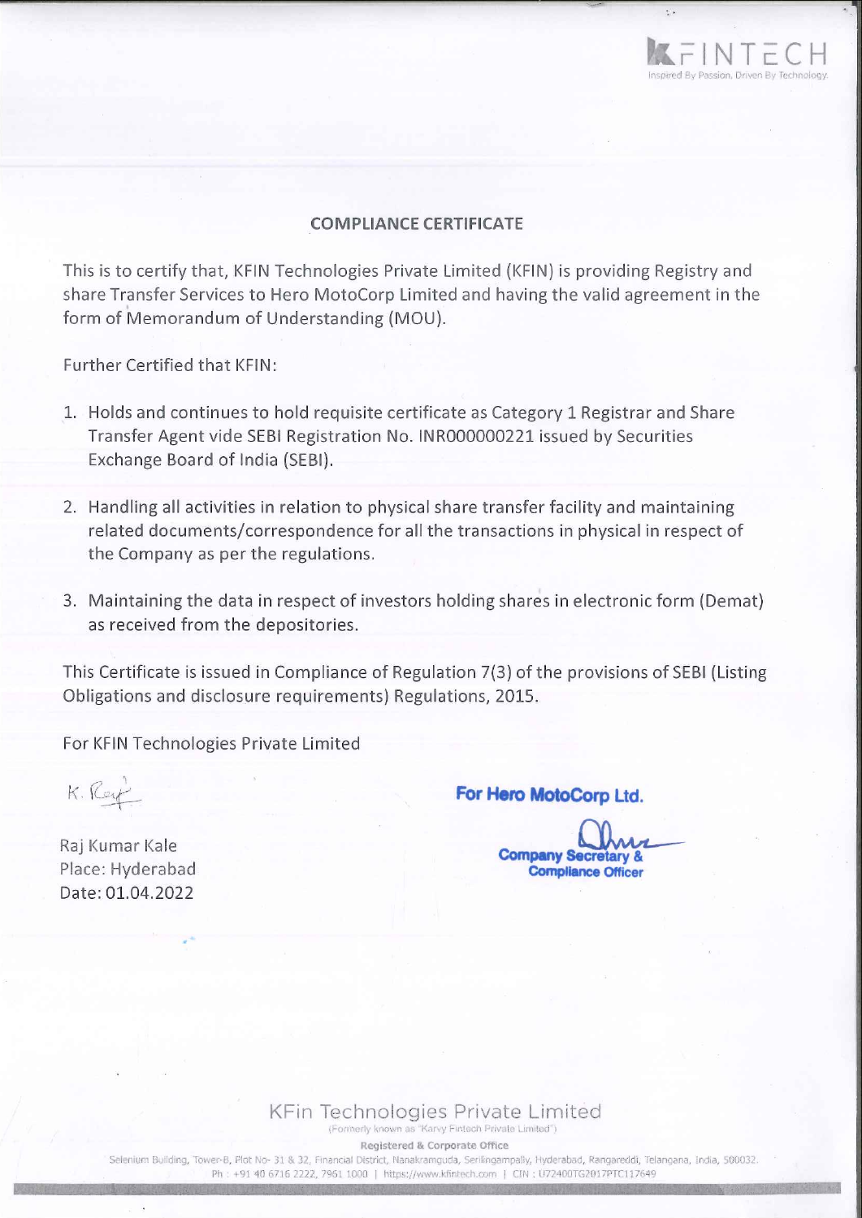KFINTECH

Inspired By Passion. Driven By Technology.

## COMPLIANCE CERTIFICATE

This is to certify that, KFIN Technologies Private Limited (KFIN) is providing Registry and share Transfer Services to Hero MotoCorp Limited and having the valid agreement in the form of Memorandum of Understanding (MOU).

Further Certified that KFIN:

1. Holds and continues to hold requisite certificate as Category 1 Registrar and Share Transfer Agent vide SEBI Registration No. INR000000221 issued by Securities Exchange Board of India (SEBI).

2. Handling all activities in relation to physical share transfer facility and maintaining related documents/correspondence for all the transactions in physical in respect of the Company as per the regulations.

3. Maintaining the data in respect of investors holding shares in electronic form (Demat) as received from the depositories.

This Certificate is issued in Compliance of Regulation 7(3) of the provisions of SEBI (Listing Obligations and disclosure requirements) Regulations, 2015.

For KFIN Technologies Private Limited

K. Raj

Raj Kumar Kale
Place: Hyderabad
Date: 01.04.2022

**For Hero MotoCorp Ltd.**

**Company Secretary & Compliance Officer**

KFin Technologies Private Limited
(Formerly known as "Karvy Fintech Private Limited")
Registered & Corporate Office
Selenium Building, Tower-B, Plot No- 31 & 32, Financial District, Nanakramguda, Serilingampally, Hyderabad, Rangareddi, Telangana, India, 500032.
Ph : +91 40 6716 2222, 7961 1000 | https://www.kfintech.com | CIN : U72400TG2017PTC117649